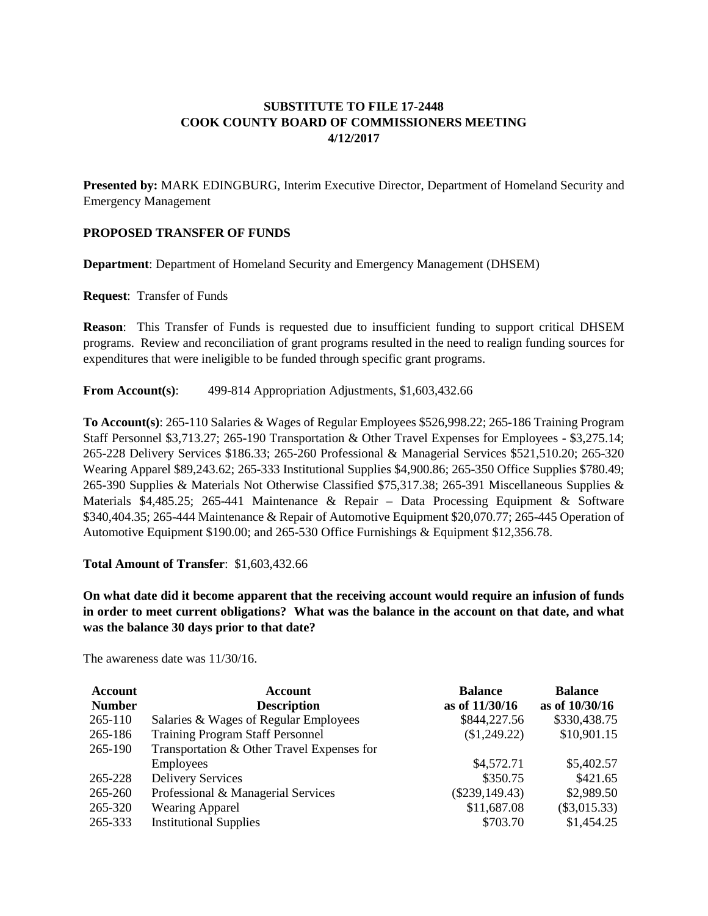**SUBSTITUTE TO FILE 17-2448**
**COOK COUNTY BOARD OF COMMISSIONERS MEETING**
**4/12/2017**

**Presented by:** MARK EDINGBURG, Interim Executive Director, Department of Homeland Security and Emergency Management

**PROPOSED TRANSFER OF FUNDS**

**Department**: Department of Homeland Security and Emergency Management (DHSEM)

**Request**: Transfer of Funds

**Reason**: This Transfer of Funds is requested due to insufficient funding to support critical DHSEM programs. Review and reconciliation of grant programs resulted in the need to realign funding sources for expenditures that were ineligible to be funded through specific grant programs.

**From Account(s)**: 499-814 Appropriation Adjustments, $1,603,432.66

**To Account(s)**: 265-110 Salaries & Wages of Regular Employees $526,998.22; 265-186 Training Program Staff Personnel $3,713.27; 265-190 Transportation & Other Travel Expenses for Employees - $3,275.14; 265-228 Delivery Services $186.33; 265-260 Professional & Managerial Services $521,510.20; 265-320 Wearing Apparel $89,243.62; 265-333 Institutional Supplies $4,900.86; 265-350 Office Supplies $780.49; 265-390 Supplies & Materials Not Otherwise Classified $75,317.38; 265-391 Miscellaneous Supplies & Materials $4,485.25; 265-441 Maintenance & Repair – Data Processing Equipment & Software $340,404.35; 265-444 Maintenance & Repair of Automotive Equipment $20,070.77; 265-445 Operation of Automotive Equipment $190.00; and 265-530 Office Furnishings & Equipment $12,356.78.

**Total Amount of Transfer**: $1,603,432.66

**On what date did it become apparent that the receiving account would require an infusion of funds in order to meet current obligations? What was the balance in the account on that date, and what was the balance 30 days prior to that date?**

The awareness date was 11/30/16.

| Account Number | Account Description | Balance as of 11/30/16 | Balance as of 10/30/16 |
|---|---|---|---|
| 265-110 | Salaries & Wages of Regular Employees | $844,227.56 | $330,438.75 |
| 265-186 | Training Program Staff Personnel | ($1,249.22) | $10,901.15 |
| 265-190 | Transportation & Other Travel Expenses for Employees | $4,572.71 | $5,402.57 |
| 265-228 | Delivery Services | $350.75 | $421.65 |
| 265-260 | Professional & Managerial Services | ($239,149.43) | $2,989.50 |
| 265-320 | Wearing Apparel | $11,687.08 | ($3,015.33) |
| 265-333 | Institutional Supplies | $703.70 | $1,454.25 |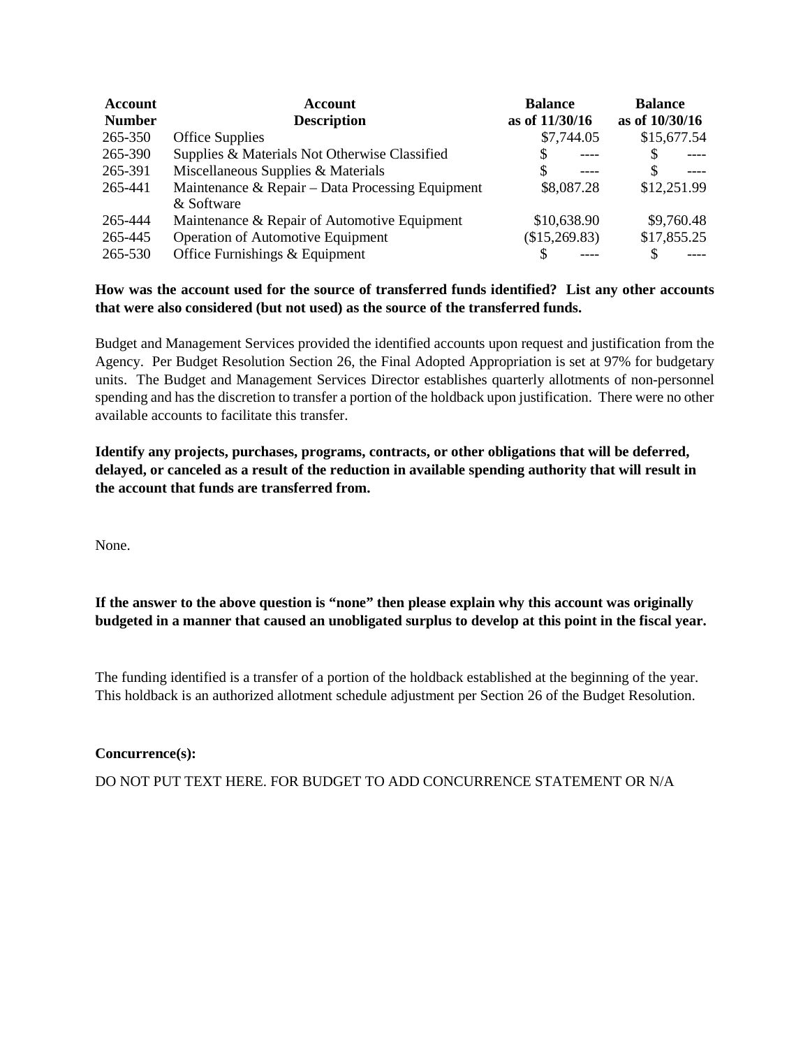| Account Number | Account Description | Balance as of 11/30/16 | Balance as of 10/30/16 |
|---|---|---|---|
| 265-350 | Office Supplies | $7,744.05 | $15,677.54 |
| 265-390 | Supplies & Materials Not Otherwise Classified | $ ---- | $ ---- |
| 265-391 | Miscellaneous Supplies & Materials | $ ---- | $ ---- |
| 265-441 | Maintenance & Repair – Data Processing Equipment & Software | $8,087.28 | $12,251.99 |
| 265-444 | Maintenance & Repair of Automotive Equipment | $10,638.90 | $9,760.48 |
| 265-445 | Operation of Automotive Equipment | ($15,269.83) | $17,855.25 |
| 265-530 | Office Furnishings & Equipment | $ ---- | $ ---- |

**How was the account used for the source of transferred funds identified? List any other accounts that were also considered (but not used) as the source of the transferred funds.**

Budget and Management Services provided the identified accounts upon request and justification from the Agency. Per Budget Resolution Section 26, the Final Adopted Appropriation is set at 97% for budgetary units. The Budget and Management Services Director establishes quarterly allotments of non-personnel spending and has the discretion to transfer a portion of the holdback upon justification. There were no other available accounts to facilitate this transfer.

**Identify any projects, purchases, programs, contracts, or other obligations that will be deferred, delayed, or canceled as a result of the reduction in available spending authority that will result in the account that funds are transferred from.**

None.

**If the answer to the above question is "none" then please explain why this account was originally budgeted in a manner that caused an unobligated surplus to develop at this point in the fiscal year.**

The funding identified is a transfer of a portion of the holdback established at the beginning of the year. This holdback is an authorized allotment schedule adjustment per Section 26 of the Budget Resolution.

**Concurrence(s):**

DO NOT PUT TEXT HERE. FOR BUDGET TO ADD CONCURRENCE STATEMENT OR N/A